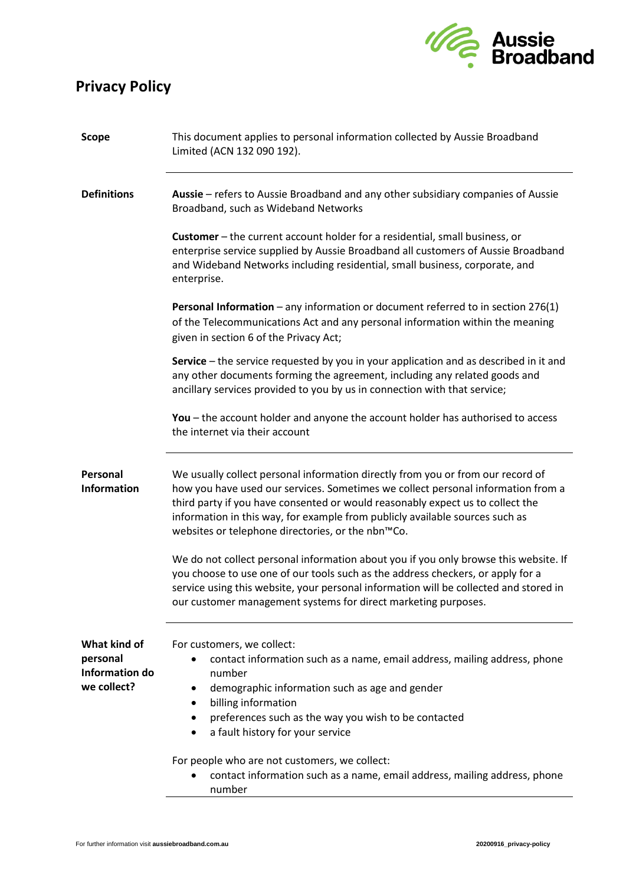# Privacy Policy

**Scope**

This document applies to personal information collected by Aussie Broadband Limited (ACN 132 090 192).

---

**Definitions**

**Aussie** – refers to Aussie Broadband and any other subsidiary companies of Aussie Broadband, such as Wideband Networks

**Customer** – the current account holder for a residential, small business, or enterprise service supplied by Aussie Broadband all customers of Aussie Broadband and Wideband Networks including residential, small business, corporate, and enterprise.

**Personal Information** – any information or document referred to in section 276(1) of the Telecommunications Act and any personal information within the meaning given in section 6 of the Privacy Act;

**Service** – the service requested by you in your application and as described in it and any other documents forming the agreement, including any related goods and ancillary services provided to you by us in connection with that service;

**You** – the account holder and anyone the account holder has authorised to access the internet via their account

---

**Personal Information**

We usually collect personal information directly from you or from our record of how you have used our services. Sometimes we collect personal information from a third party if you have consented or would reasonably expect us to collect the information in this way, for example from publicly available sources such as websites or telephone directories, or the nbn™Co.

We do not collect personal information about you if you only browse this website. If you choose to use one of our tools such as the address checkers, or apply for a service using this website, your personal information will be collected and stored in our customer management systems for direct marketing purposes.

---

**What kind of personal Information do we collect?**

For customers, we collect:

- contact information such as a name, email address, mailing address, phone number
- demographic information such as age and gender
- billing information
- preferences such as the way you wish to be contacted
- a fault history for your service

For people who are not customers, we collect:

- contact information such as a name, email address, mailing address, phone number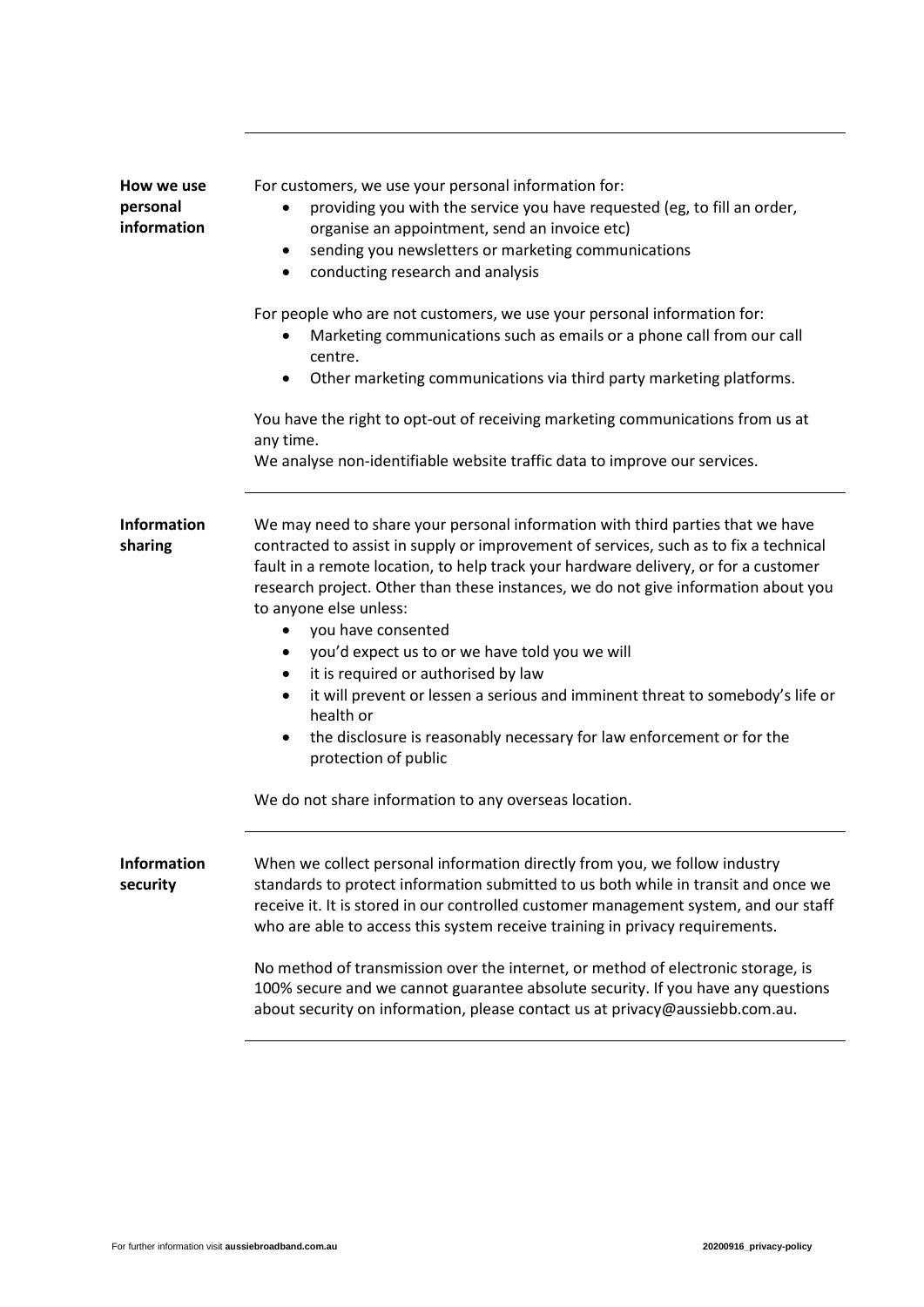## How we use personal information

For customers, we use your personal information for:

- providing you with the service you have requested (eg, to fill an order, organise an appointment, send an invoice etc)
- sending you newsletters or marketing communications
- conducting research and analysis

For people who are not customers, we use your personal information for:

- Marketing communications such as emails or a phone call from our call centre.
- Other marketing communications via third party marketing platforms.

You have the right to opt-out of receiving marketing communications from us at any time.
We analyse non-identifiable website traffic data to improve our services.

## Information sharing

We may need to share your personal information with third parties that we have contracted to assist in supply or improvement of services, such as to fix a technical fault in a remote location, to help track your hardware delivery, or for a customer research project. Other than these instances, we do not give information about you to anyone else unless:

- you have consented
- you'd expect us to or we have told you we will
- it is required or authorised by law
- it will prevent or lessen a serious and imminent threat to somebody's life or health or
- the disclosure is reasonably necessary for law enforcement or for the protection of public

We do not share information to any overseas location.

## Information security

When we collect personal information directly from you, we follow industry standards to protect information submitted to us both while in transit and once we receive it. It is stored in our controlled customer management system, and our staff who are able to access this system receive training in privacy requirements.

No method of transmission over the internet, or method of electronic storage, is 100% secure and we cannot guarantee absolute security. If you have any questions about security on information, please contact us at privacy@aussiebb.com.au.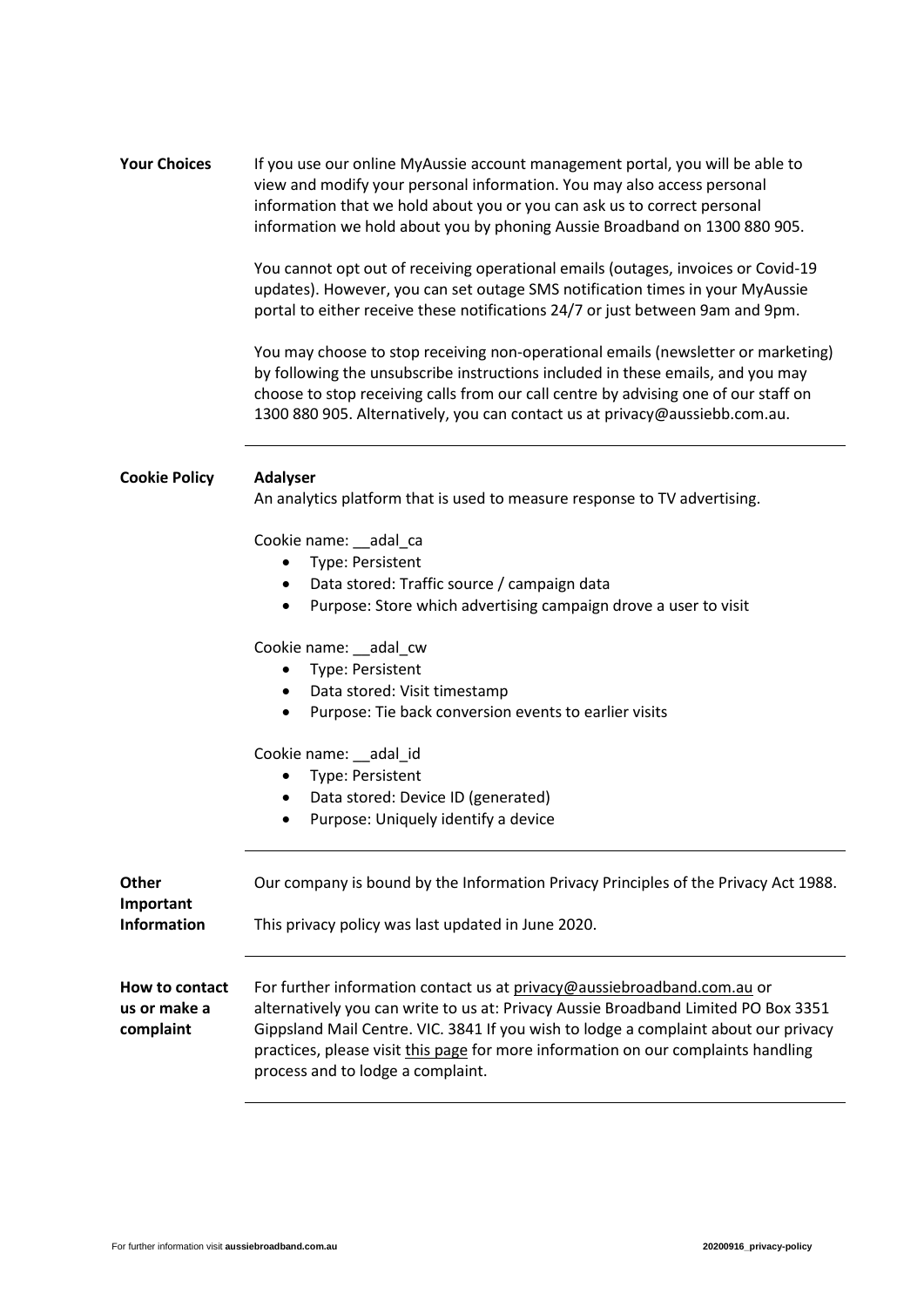**Your Choices**

If you use our online MyAussie account management portal, you will be able to view and modify your personal information. You may also access personal information that we hold about you or you can ask us to correct personal information we hold about you by phoning Aussie Broadband on 1300 880 905.

You cannot opt out of receiving operational emails (outages, invoices or Covid-19 updates). However, you can set outage SMS notification times in your MyAussie portal to either receive these notifications 24/7 or just between 9am and 9pm.

You may choose to stop receiving non-operational emails (newsletter or marketing) by following the unsubscribe instructions included in these emails, and you may choose to stop receiving calls from our call centre by advising one of our staff on 1300 880 905. Alternatively, you can contact us at privacy@aussiebb.com.au.

---

**Cookie Policy**

**Adalyser**

An analytics platform that is used to measure response to TV advertising.

Cookie name: __adal_ca

- Type: Persistent
- Data stored: Traffic source / campaign data
- Purpose: Store which advertising campaign drove a user to visit

Cookie name: __adal_cw

- Type: Persistent
- Data stored: Visit timestamp
- Purpose: Tie back conversion events to earlier visits

Cookie name: __adal_id

- Type: Persistent
- Data stored: Device ID (generated)
- Purpose: Uniquely identify a device

---

**Other Important Information**

Our company is bound by the Information Privacy Principles of the Privacy Act 1988.

This privacy policy was last updated in June 2020.

---

**How to contact us or make a complaint**

For further information contact us at privacy@aussiebroadband.com.au or alternatively you can write to us at: Privacy Aussie Broadband Limited PO Box 3351 Gippsland Mail Centre. VIC. 3841 If you wish to lodge a complaint about our privacy practices, please visit this page for more information on our complaints handling process and to lodge a complaint.

---